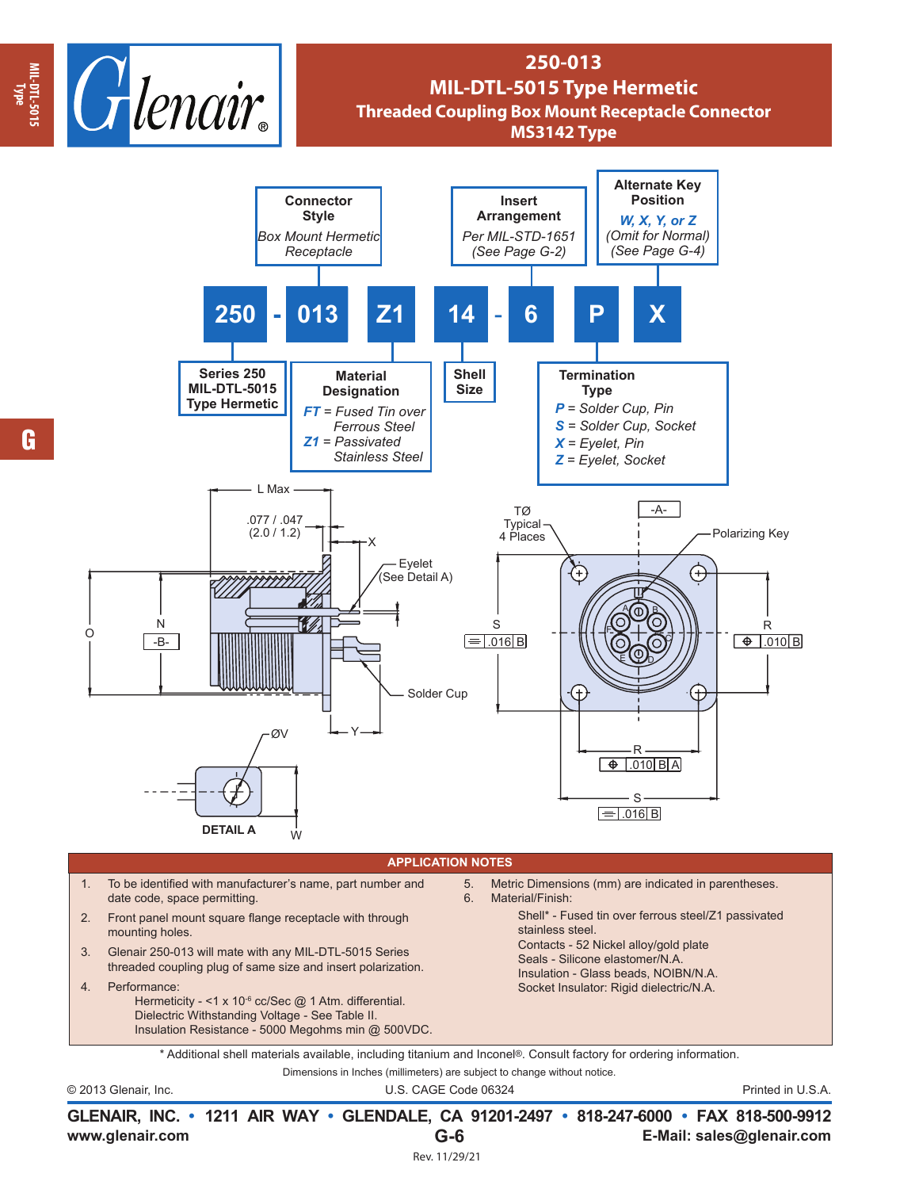# 250-013
## MIL-DTL-5015 Type Hermetic
### Threaded Coupling Box Mount Receptacle Connector
### MS3142 Type

**250 - 013 Z1 14 - 6 P X**

**Connector Style**
*Box Mount Hermetic Receptacle*

**Insert Arrangement**
*Per MIL-STD-1651 (See Page G-2)*

**Alternate Key Position**
*W, X, Y, or Z*
*(Omit for Normal)*
*(See Page G-4)*

**Series 250 MIL-DTL-5015 Type Hermetic**

**Material Designation**
*FT = Fused Tin over Ferrous Steel*
*Z1 = Passivated Stainless Steel*

**Shell Size**

**Termination Type**
*P = Solder Cup, Pin*
*S = Solder Cup, Socket*
*X = Eyelet, Pin*
*Z = Eyelet, Socket*

L Max
.077 / .047 (2.0 / 1.2)
X
Eyelet (See Detail A)
Solder Cup
O
N
-B-
Y
ØV
W
DETAIL A

TØ Typical 4 Places
-A-
Polarizing Key
S
.016 B
R
.010 B
R
.010 B A
S
.016 B

## APPLICATION NOTES

1. To be identified with manufacturer's name, part number and date code, space permitting.
2. Front panel mount square flange receptacle with through mounting holes.
3. Glenair 250-013 will mate with any MIL-DTL-5015 Series threaded coupling plug of same size and insert polarization.
4. Performance:
   Hermeticity - <1 x $10^{-6}$ cc/Sec @ 1 Atm. differential.
   Dielectric Withstanding Voltage - See Table II.
   Insulation Resistance - 5000 Megohms min @ 500VDC.
5. Metric Dimensions (mm) are indicated in parentheses.
6. Material/Finish:
   Shell* - Fused tin over ferrous steel/Z1 passivated stainless steel.
   Contacts - 52 Nickel alloy/gold plate
   Seals - Silicone elastomer/N.A.
   Insulation - Glass beads, NOIBN/N.A.
   Socket Insulator: Rigid dielectric/N.A.

\* Additional shell materials available, including titanium and Inconel®. Consult factory for ordering information.

Dimensions in Inches (millimeters) are subject to change without notice.

© 2013 Glenair, Inc. U.S. CAGE Code 06324 Printed in U.S.A.

**GLENAIR, INC. • 1211 AIR WAY • GLENDALE, CA 91201-2497 • 818-247-6000 • FAX 818-500-9912**
**www.glenair.com** **G-6** **E-Mail: sales@glenair.com**

Rev. 11/29/21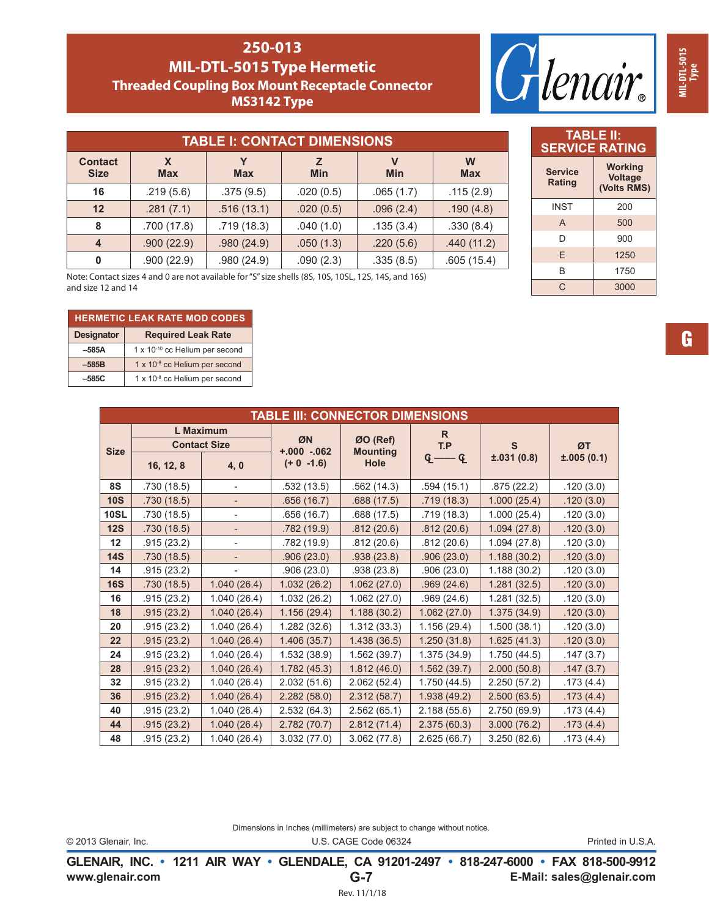# 250-013
# MIL-DTL-5015 Type Hermetic
## Threaded Coupling Box Mount Receptacle Connector
## MS3142 Type

| TABLE I: CONTACT DIMENSIONS | | | | | |
|---|---|---|---|---|---|
| **Contact Size** | **X Max** | **Y Max** | **Z Min** | **V Min** | **W Max** |
| **16** | .219 (5.6) | .375 (9.5) | .020 (0.5) | .065 (1.7) | .115 (2.9) |
| **12** | .281 (7.1) | .516 (13.1) | .020 (0.5) | .096 (2.4) | .190 (4.8) |
| **8** | .700 (17.8) | .719 (18.3) | .040 (1.0) | .135 (3.4) | .330 (8.4) |
| **4** | .900 (22.9) | .980 (24.9) | .050 (1.3) | .220 (5.6) | .440 (11.2) |
| **0** | .900 (22.9) | .980 (24.9) | .090 (2.3) | .335 (8.5) | .605 (15.4) |

Note: Contact sizes 4 and 0 are not available for "S" size shells (8S, 10S, 10SL, 12S, 14S, and 16S) and size 12 and 14

| TABLE II: SERVICE RATING | |
|---|---|
| **Service Rating** | **Working Voltage (Volts RMS)** |
| INST | 200 |
| A | 500 |
| D | 900 |
| E | 1250 |
| B | 1750 |
| C | 3000 |

| HERMETIC LEAK RATE MOD CODES | |
|---|---|
| **Designator** | **Required Leak Rate** |
| **–585A** | 1 x $10^{-10}$ cc Helium per second |
| **–585B** | 1 x $10^{-9}$ cc Helium per second |
| **–585C** | 1 x $10^{-8}$ cc Helium per second |

| TABLE III: CONNECTOR DIMENSIONS | | | | | | | |
|---|---|---|---|---|---|---|---|
| **Size** | **L Maximum Contact Size** | | **ØN +.000 -.062 (+ 0 -1.6)** | **ØO (Ref) Mounting Hole** | **R T.P ℄——℄** | **S ±.031 (0.8)** | **ØT ±.005 (0.1)** |
| | **16, 12, 8** | **4, 0** | | | | | |
| **8S** | .730 (18.5) | - | .532 (13.5) | .562 (14.3) | .594 (15.1) | .875 (22.2) | .120 (3.0) |
| **10S** | .730 (18.5) | - | .656 (16.7) | .688 (17.5) | .719 (18.3) | 1.000 (25.4) | .120 (3.0) |
| **10SL** | .730 (18.5) | - | .656 (16.7) | .688 (17.5) | .719 (18.3) | 1.000 (25.4) | .120 (3.0) |
| **12S** | .730 (18.5) | - | .782 (19.9) | .812 (20.6) | .812 (20.6) | 1.094 (27.8) | .120 (3.0) |
| **12** | .915 (23.2) | - | .782 (19.9) | .812 (20.6) | .812 (20.6) | 1.094 (27.8) | .120 (3.0) |
| **14S** | .730 (18.5) | - | .906 (23.0) | .938 (23.8) | .906 (23.0) | 1.188 (30.2) | .120 (3.0) |
| **14** | .915 (23.2) | - | .906 (23.0) | .938 (23.8) | .906 (23.0) | 1.188 (30.2) | .120 (3.0) |
| **16S** | .730 (18.5) | 1.040 (26.4) | 1.032 (26.2) | 1.062 (27.0) | .969 (24.6) | 1.281 (32.5) | .120 (3.0) |
| **16** | .915 (23.2) | 1.040 (26.4) | 1.032 (26.2) | 1.062 (27.0) | .969 (24.6) | 1.281 (32.5) | .120 (3.0) |
| **18** | .915 (23.2) | 1.040 (26.4) | 1.156 (29.4) | 1.188 (30.2) | 1.062 (27.0) | 1.375 (34.9) | .120 (3.0) |
| **20** | .915 (23.2) | 1.040 (26.4) | 1.282 (32.6) | 1.312 (33.3) | 1.156 (29.4) | 1.500 (38.1) | .120 (3.0) |
| **22** | .915 (23.2) | 1.040 (26.4) | 1.406 (35.7) | 1.438 (36.5) | 1.250 (31.8) | 1.625 (41.3) | .120 (3.0) |
| **24** | .915 (23.2) | 1.040 (26.4) | 1.532 (38.9) | 1.562 (39.7) | 1.375 (34.9) | 1.750 (44.5) | .147 (3.7) |
| **28** | .915 (23.2) | 1.040 (26.4) | 1.782 (45.3) | 1.812 (46.0) | 1.562 (39.7) | 2.000 (50.8) | .147 (3.7) |
| **32** | .915 (23.2) | 1.040 (26.4) | 2.032 (51.6) | 2.062 (52.4) | 1.750 (44.5) | 2.250 (57.2) | .173 (4.4) |
| **36** | .915 (23.2) | 1.040 (26.4) | 2.282 (58.0) | 2.312 (58.7) | 1.938 (49.2) | 2.500 (63.5) | .173 (4.4) |
| **40** | .915 (23.2) | 1.040 (26.4) | 2.532 (64.3) | 2.562 (65.1) | 2.188 (55.6) | 2.750 (69.9) | .173 (4.4) |
| **44** | .915 (23.2) | 1.040 (26.4) | 2.782 (70.7) | 2.812 (71.4) | 2.375 (60.3) | 3.000 (76.2) | .173 (4.4) |
| **48** | .915 (23.2) | 1.040 (26.4) | 3.032 (77.0) | 3.062 (77.8) | 2.625 (66.7) | 3.250 (82.6) | .173 (4.4) |

Dimensions in Inches (millimeters) are subject to change without notice.